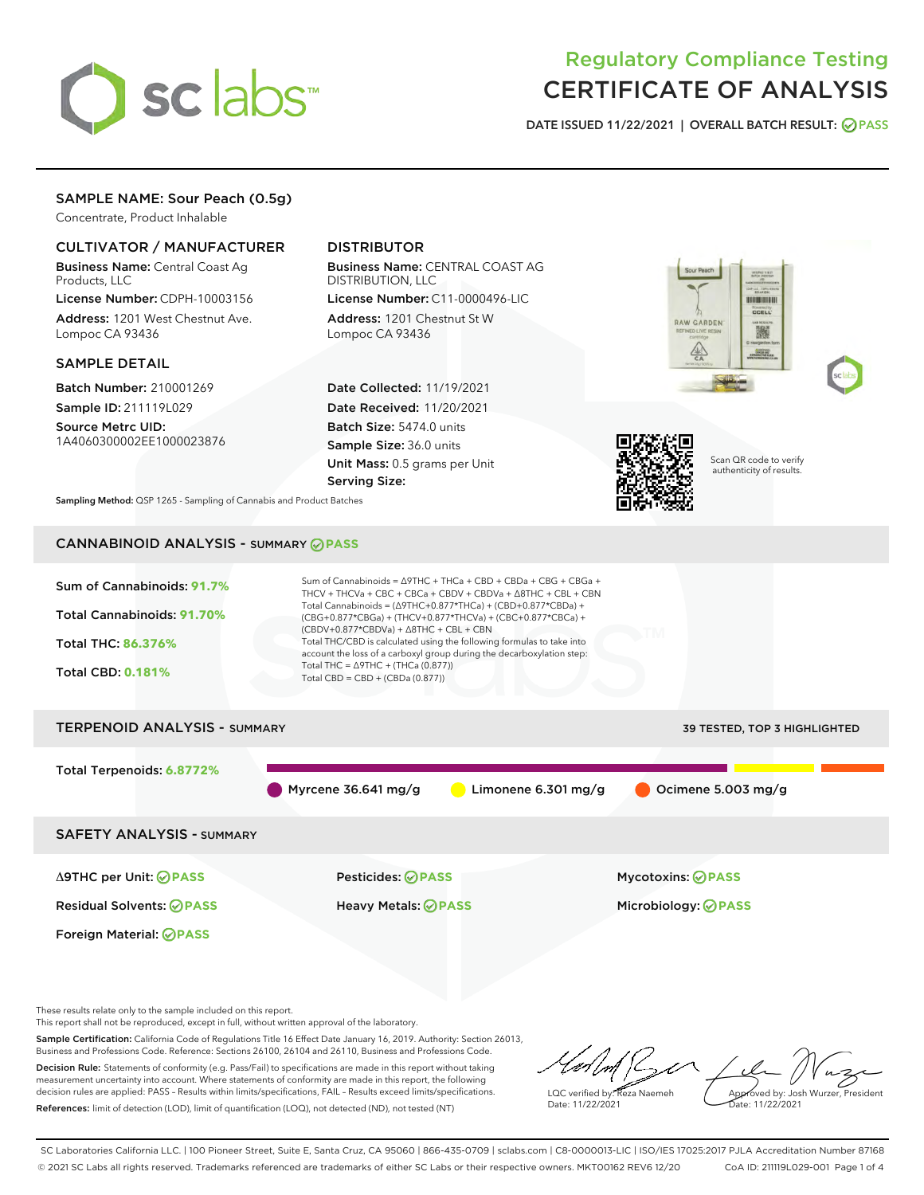# Regulatory Compliance Testing
# CERTIFICATE OF ANALYSIS

DATE ISSUED 11/22/2021 | OVERALL BATCH RESULT: PASS

## SAMPLE NAME: Sour Peach (0.5g)

Concentrate, Product Inhalable

### CULTIVATOR / MANUFACTURER

**Business Name:** Central Coast Ag Products, LLC

**License Number:** CDPH-10003156

**Address:** 1201 West Chestnut Ave. Lompoc CA 93436

### DISTRIBUTOR

**Business Name:** CENTRAL COAST AG DISTRIBUTION, LLC

**License Number:** C11-0000496-LIC

**Address:** 1201 Chestnut St W Lompoc CA 93436

### SAMPLE DETAIL

**Batch Number:** 210001269

**Sample ID:** 211119L029

**Source Metrc UID:** 1A4060300002EE1000023876

**Date Collected:** 11/19/2021

**Date Received:** 11/20/2021

**Batch Size:** 5474.0 units

**Sample Size:** 36.0 units

**Unit Mass:** 0.5 grams per Unit

**Serving Size:**

Scan QR code to verify authenticity of results.

**Sampling Method:** QSP 1265 - Sampling of Cannabis and Product Batches

## CANNABINOID ANALYSIS - SUMMARY PASS

**Sum of Cannabinoids:** 91.7%

**Total Cannabinoids:** 91.70%

**Total THC:** 86.376%

**Total CBD:** 0.181%

Sum of Cannabinoids = Δ9THC + THCa + CBD + CBDa + CBG + CBGa + THCV + THCVa + CBC + CBCa + CBDV + CBDVa + Δ8THC + CBL + CBN

Total Cannabinoids = (Δ9THC+0.877*THCa) + (CBD+0.877*CBDa) + (CBG+0.877*CBGa) + (THCV+0.877*THCVa) + (CBC+0.877*CBCa) + (CBDV+0.877*CBDVa) + Δ8THC + CBL + CBN

Total THC/CBD is calculated using the following formulas to take into account the loss of a carboxyl group during the decarboxylation step:

Total THC = Δ9THC + (THCa (0.877))

Total CBD = CBD + (CBDa (0.877))

## TERPENOID ANALYSIS - SUMMARY

39 TESTED, TOP 3 HIGHLIGHTED

**Total Terpenoids:** 6.8772%

Myrcene 36.641 mg/g | Limonene 6.301 mg/g | Ocimene 5.003 mg/g

## SAFETY ANALYSIS - SUMMARY

| | | |
|---|---|---|
| Δ9THC per Unit: PASS | Pesticides: PASS | Mycotoxins: PASS |
| Residual Solvents: PASS | Heavy Metals: PASS | Microbiology: PASS |
| Foreign Material: PASS | | |

These results relate only to the sample included on this report.
This report shall not be reproduced, except in full, without written approval of the laboratory.

**Sample Certification:** California Code of Regulations Title 16 Effect Date January 16, 2019. Authority: Section 26013, Business and Professions Code. Reference: Sections 26100, 26104 and 26110, Business and Professions Code.

**Decision Rule:** Statements of conformity (e.g. Pass/Fail) to specifications are made in this report without taking measurement uncertainty into account. Where statements of conformity are made in this report, the following decision rules are applied: PASS - Results within limits/specifications, FAIL - Results exceed limits/specifications.

**References:** limit of detection (LOD), limit of quantification (LOQ), not detected (ND), not tested (NT)

LQC verified by: Reza Naemeh
Date: 11/22/2021

Approved by: Josh Wurzer, President
Date: 11/22/2021

SC Laboratories California LLC. | 100 Pioneer Street, Suite E, Santa Cruz, CA 95060 | 866-435-0709 | sclabs.com | C8-0000013-LIC | ISO/IES 17025:2017 PJLA Accreditation Number 87168
© 2021 SC Labs all rights reserved. Trademarks referenced are trademarks of either SC Labs or their respective owners. MKT00162 REV6 12/20 CoA ID: 211119L029-001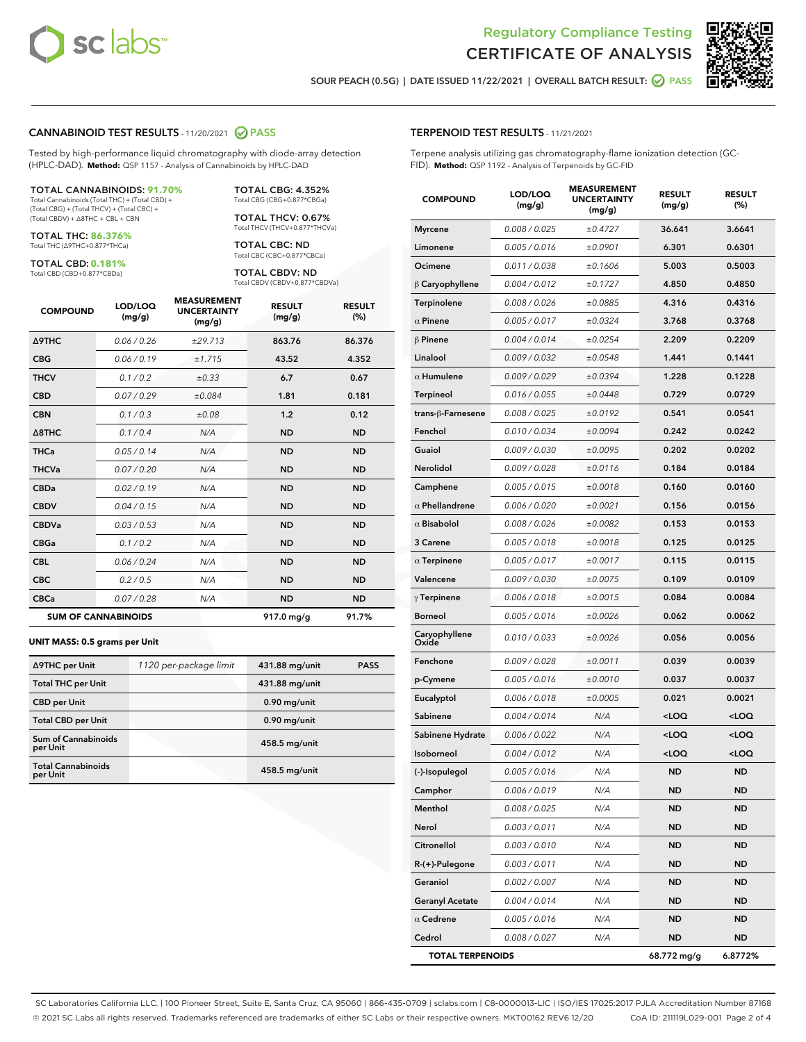Regulatory Compliance Testing
# CERTIFICATE OF ANALYSIS

SOUR PEACH (0.5G) | DATE ISSUED 11/22/2021 | OVERALL BATCH RESULT: PASS

## CANNABINOID TEST RESULTS - 11/20/2021 PASS

Tested by high-performance liquid chromatography with diode-array detection (HPLC-DAD). **Method:** QSP 1157 - Analysis of Cannabinoids by HPLC-DAD

**TOTAL CANNABINOIDS: 91.70%**
Total Cannabinoids (Total THC) + (Total CBD) + (Total CBG) + (Total THCV) + (Total CBC) + (Total CBDV) + Δ8THC + CBL + CBN

**TOTAL THC: 86.376%**
Total THC (Δ9THC+0.877*THCa)

**TOTAL CBD: 0.181%**
Total CBD (CBD+0.877*CBDa)

**TOTAL CBG: 4.352%**
Total CBG (CBG+0.877*CBGa)

**TOTAL THCV: 0.67%**
Total THCV (THCV+0.877*THCVa)

**TOTAL CBC: ND**
Total CBC (CBC+0.877*CBCa)

**TOTAL CBDV: ND**
Total CBDV (CBDV+0.877*CBDVa)

| COMPOUND | LOD/LOQ (mg/g) | MEASUREMENT UNCERTAINTY (mg/g) | RESULT (mg/g) | RESULT (%) |
|---|---|---|---|---|
| Δ9THC | 0.06 / 0.26 | ±29.713 | 863.76 | 86.376 |
| CBG | 0.06 / 0.19 | ±1.715 | 43.52 | 4.352 |
| THCV | 0.1 / 0.2 | ±0.33 | 6.7 | 0.67 |
| CBD | 0.07 / 0.29 | ±0.084 | 1.81 | 0.181 |
| CBN | 0.1 / 0.3 | ±0.08 | 1.2 | 0.12 |
| Δ8THC | 0.1 / 0.4 | N/A | ND | ND |
| THCa | 0.05 / 0.14 | N/A | ND | ND |
| THCVa | 0.07 / 0.20 | N/A | ND | ND |
| CBDa | 0.02 / 0.19 | N/A | ND | ND |
| CBDV | 0.04 / 0.15 | N/A | ND | ND |
| CBDVa | 0.03 / 0.53 | N/A | ND | ND |
| CBGa | 0.1 / 0.2 | N/A | ND | ND |
| CBL | 0.06 / 0.24 | N/A | ND | ND |
| CBC | 0.2 / 0.5 | N/A | ND | ND |
| CBCa | 0.07 / 0.28 | N/A | ND | ND |
| **SUM OF CANNABINOIDS** | | | 917.0 mg/g | 91.7% |

**UNIT MASS: 0.5 grams per Unit**

| Δ9THC per Unit | 1120 per-package limit | 431.88 mg/unit | PASS |
|---|---|---|---|
| Total THC per Unit | | 431.88 mg/unit | |
| CBD per Unit | | 0.90 mg/unit | |
| Total CBD per Unit | | 0.90 mg/unit | |
| Sum of Cannabinoids per Unit | | 458.5 mg/unit | |
| Total Cannabinoids per Unit | | 458.5 mg/unit | |

## TERPENOID TEST RESULTS - 11/21/2021

Terpene analysis utilizing gas chromatography-flame ionization detection (GC-FID). **Method:** QSP 1192 - Analysis of Terpenoids by GC-FID

| COMPOUND | LOD/LOQ (mg/g) | MEASUREMENT UNCERTAINTY (mg/g) | RESULT (mg/g) | RESULT (%) |
|---|---|---|---|---|
| Myrcene | 0.008 / 0.025 | ±0.4727 | 36.641 | 3.6641 |
| Limonene | 0.005 / 0.016 | ±0.0901 | 6.301 | 0.6301 |
| Ocimene | 0.011 / 0.038 | ±0.1606 | 5.003 | 0.5003 |
| β Caryophyllene | 0.004 / 0.012 | ±0.1727 | 4.850 | 0.4850 |
| Terpinolene | 0.008 / 0.026 | ±0.0885 | 4.316 | 0.4316 |
| α Pinene | 0.005 / 0.017 | ±0.0324 | 3.768 | 0.3768 |
| β Pinene | 0.004 / 0.014 | ±0.0254 | 2.209 | 0.2209 |
| Linalool | 0.009 / 0.032 | ±0.0548 | 1.441 | 0.1441 |
| α Humulene | 0.009 / 0.029 | ±0.0394 | 1.228 | 0.1228 |
| Terpineol | 0.016 / 0.055 | ±0.0448 | 0.729 | 0.0729 |
| trans-β-Farnesene | 0.008 / 0.025 | ±0.0192 | 0.541 | 0.0541 |
| Fenchol | 0.010 / 0.034 | ±0.0094 | 0.242 | 0.0242 |
| Guaiol | 0.009 / 0.030 | ±0.0095 | 0.202 | 0.0202 |
| Nerolidol | 0.009 / 0.028 | ±0.0116 | 0.184 | 0.0184 |
| Camphene | 0.005 / 0.015 | ±0.0018 | 0.160 | 0.0160 |
| α Phellandrene | 0.006 / 0.020 | ±0.0021 | 0.156 | 0.0156 |
| α Bisabolol | 0.008 / 0.026 | ±0.0082 | 0.153 | 0.0153 |
| 3 Carene | 0.005 / 0.018 | ±0.0018 | 0.125 | 0.0125 |
| α Terpinene | 0.005 / 0.017 | ±0.0017 | 0.115 | 0.0115 |
| Valencene | 0.009 / 0.030 | ±0.0075 | 0.109 | 0.0109 |
| γ Terpinene | 0.006 / 0.018 | ±0.0015 | 0.084 | 0.0084 |
| Borneol | 0.005 / 0.016 | ±0.0026 | 0.062 | 0.0062 |
| Caryophyllene Oxide | 0.010 / 0.033 | ±0.0026 | 0.056 | 0.0056 |
| Fenchone | 0.009 / 0.028 | ±0.0011 | 0.039 | 0.0039 |
| p-Cymene | 0.005 / 0.016 | ±0.0010 | 0.037 | 0.0037 |
| Eucalyptol | 0.006 / 0.018 | ±0.0005 | 0.021 | 0.0021 |
| Sabinene | 0.004 / 0.014 | N/A | <LOQ | <LOQ |
| Sabinene Hydrate | 0.006 / 0.022 | N/A | <LOQ | <LOQ |
| Isoborneol | 0.004 / 0.012 | N/A | <LOQ | <LOQ |
| (-)-Isopulegol | 0.005 / 0.016 | N/A | ND | ND |
| Camphor | 0.006 / 0.019 | N/A | ND | ND |
| Menthol | 0.008 / 0.025 | N/A | ND | ND |
| Nerol | 0.003 / 0.011 | N/A | ND | ND |
| Citronellol | 0.003 / 0.010 | N/A | ND | ND |
| R-(+)-Pulegone | 0.003 / 0.011 | N/A | ND | ND |
| Geraniol | 0.002 / 0.007 | N/A | ND | ND |
| Geranyl Acetate | 0.004 / 0.014 | N/A | ND | ND |
| α Cedrene | 0.005 / 0.016 | N/A | ND | ND |
| Cedrol | 0.008 / 0.027 | N/A | ND | ND |
| **TOTAL TERPENOIDS** | | | 68.772 mg/g | 6.8772% |

SC Laboratories California LLC. | 100 Pioneer Street, Suite E, Santa Cruz, CA 95060 | 866-435-0709 | sclabs.com | C8-0000013-LIC | ISO/IES 17025:2017 PJLA Accreditation Number 87168
© 2021 SC Labs all rights reserved. Trademarks referenced are trademarks of either SC Labs or their respective owners. MKT00162 REV6 12/20 CoA ID: 211119L029-001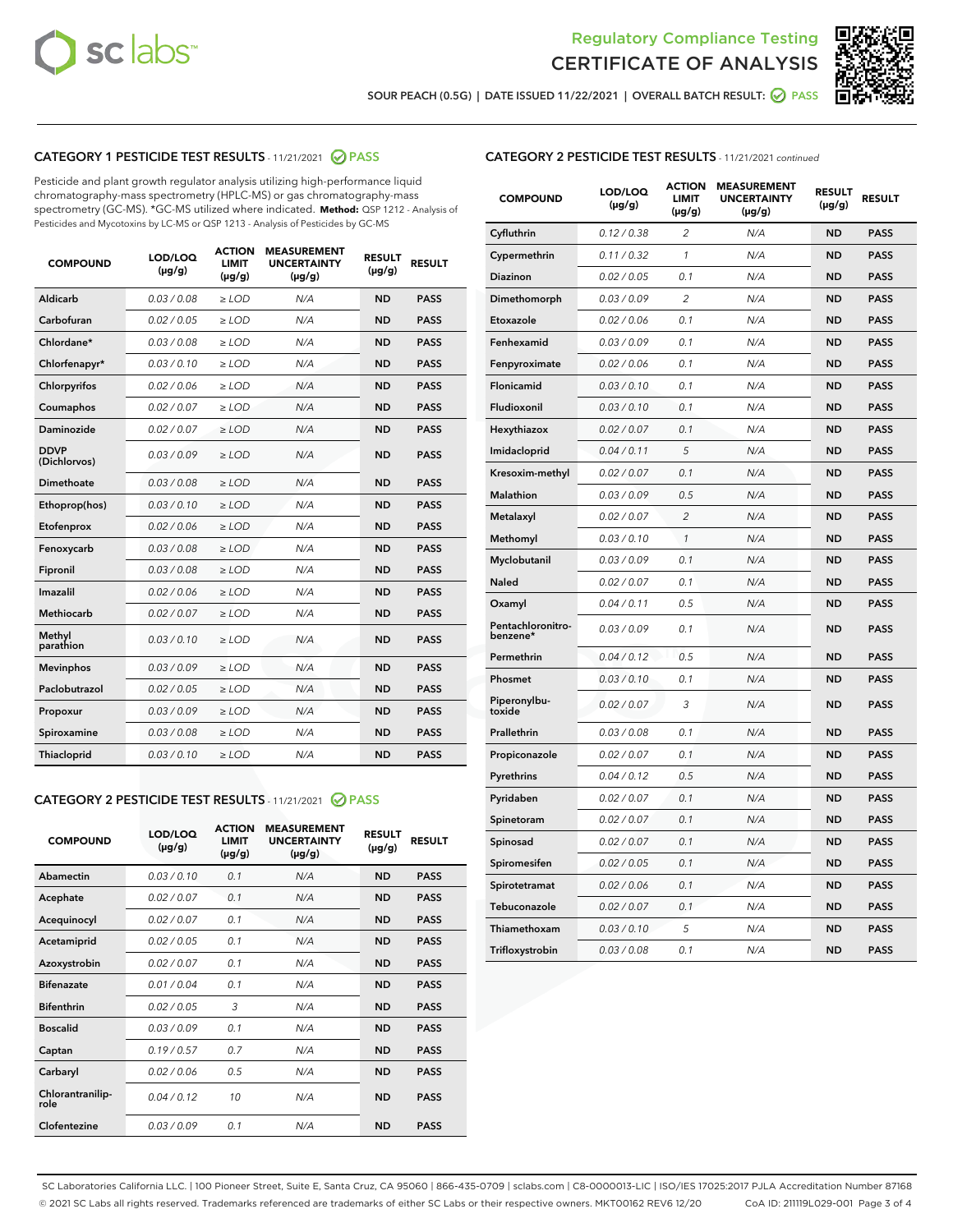SOUR PEACH (0.5G) | DATE ISSUED 11/22/2021 | OVERALL BATCH RESULT: PASS

## CATEGORY 1 PESTICIDE TEST RESULTS - 11/21/2021 PASS

Pesticide and plant growth regulator analysis utilizing high-performance liquid chromatography-mass spectrometry (HPLC-MS) or gas chromatography-mass spectrometry (GC-MS). *GC-MS utilized where indicated. **Method:** QSP 1212 - Analysis of Pesticides and Mycotoxins by LC-MS or QSP 1213 - Analysis of Pesticides by GC-MS

| COMPOUND | LOD/LOQ (µg/g) | ACTION LIMIT (µg/g) | MEASUREMENT UNCERTAINTY (µg/g) | RESULT (µg/g) | RESULT |
|---|---|---|---|---|---|
| Aldicarb | 0.03 / 0.08 | ≥ LOD | N/A | ND | PASS |
| Carbofuran | 0.02 / 0.05 | ≥ LOD | N/A | ND | PASS |
| Chlordane* | 0.03 / 0.08 | ≥ LOD | N/A | ND | PASS |
| Chlorfenapyr* | 0.03 / 0.10 | ≥ LOD | N/A | ND | PASS |
| Chlorpyrifos | 0.02 / 0.06 | ≥ LOD | N/A | ND | PASS |
| Coumaphos | 0.02 / 0.07 | ≥ LOD | N/A | ND | PASS |
| Daminozide | 0.02 / 0.07 | ≥ LOD | N/A | ND | PASS |
| DDVP (Dichlorvos) | 0.03 / 0.09 | ≥ LOD | N/A | ND | PASS |
| Dimethoate | 0.03 / 0.08 | ≥ LOD | N/A | ND | PASS |
| Ethoprop(hos) | 0.03 / 0.10 | ≥ LOD | N/A | ND | PASS |
| Etofenprox | 0.02 / 0.06 | ≥ LOD | N/A | ND | PASS |
| Fenoxycarb | 0.03 / 0.08 | ≥ LOD | N/A | ND | PASS |
| Fipronil | 0.03 / 0.08 | ≥ LOD | N/A | ND | PASS |
| Imazalil | 0.02 / 0.06 | ≥ LOD | N/A | ND | PASS |
| Methiocarb | 0.02 / 0.07 | ≥ LOD | N/A | ND | PASS |
| Methyl parathion | 0.03 / 0.10 | ≥ LOD | N/A | ND | PASS |
| Mevinphos | 0.03 / 0.09 | ≥ LOD | N/A | ND | PASS |
| Paclobutrazol | 0.02 / 0.05 | ≥ LOD | N/A | ND | PASS |
| Propoxur | 0.03 / 0.09 | ≥ LOD | N/A | ND | PASS |
| Spiroxamine | 0.03 / 0.08 | ≥ LOD | N/A | ND | PASS |
| Thiacloprid | 0.03 / 0.10 | ≥ LOD | N/A | ND | PASS |

## CATEGORY 2 PESTICIDE TEST RESULTS - 11/21/2021 PASS

| COMPOUND | LOD/LOQ (µg/g) | ACTION LIMIT (µg/g) | MEASUREMENT UNCERTAINTY (µg/g) | RESULT (µg/g) | RESULT |
|---|---|---|---|---|---|
| Abamectin | 0.03 / 0.10 | 0.1 | N/A | ND | PASS |
| Acephate | 0.02 / 0.07 | 0.1 | N/A | ND | PASS |
| Acequinocyl | 0.02 / 0.07 | 0.1 | N/A | ND | PASS |
| Acetamiprid | 0.02 / 0.05 | 0.1 | N/A | ND | PASS |
| Azoxystrobin | 0.02 / 0.07 | 0.1 | N/A | ND | PASS |
| Bifenazate | 0.01 / 0.04 | 0.1 | N/A | ND | PASS |
| Bifenthrin | 0.02 / 0.05 | 3 | N/A | ND | PASS |
| Boscalid | 0.03 / 0.09 | 0.1 | N/A | ND | PASS |
| Captan | 0.19 / 0.57 | 0.7 | N/A | ND | PASS |
| Carbaryl | 0.02 / 0.06 | 0.5 | N/A | ND | PASS |
| Chlorantraniliprole | 0.04 / 0.12 | 10 | N/A | ND | PASS |
| Clofentezine | 0.03 / 0.09 | 0.1 | N/A | ND | PASS |
| Cyfluthrin | 0.12 / 0.38 | 2 | N/A | ND | PASS |
| Cypermethrin | 0.11 / 0.32 | 1 | N/A | ND | PASS |
| Diazinon | 0.02 / 0.05 | 0.1 | N/A | ND | PASS |
| Dimethomorph | 0.03 / 0.09 | 2 | N/A | ND | PASS |
| Etoxazole | 0.02 / 0.06 | 0.1 | N/A | ND | PASS |
| Fenhexamid | 0.03 / 0.09 | 0.1 | N/A | ND | PASS |
| Fenpyroximate | 0.02 / 0.06 | 0.1 | N/A | ND | PASS |
| Flonicamid | 0.03 / 0.10 | 0.1 | N/A | ND | PASS |
| Fludioxonil | 0.03 / 0.10 | 0.1 | N/A | ND | PASS |
| Hexythiazox | 0.02 / 0.07 | 0.1 | N/A | ND | PASS |
| Imidacloprid | 0.04 / 0.11 | 5 | N/A | ND | PASS |
| Kresoxim-methyl | 0.02 / 0.07 | 0.1 | N/A | ND | PASS |
| Malathion | 0.03 / 0.09 | 0.5 | N/A | ND | PASS |
| Metalaxyl | 0.02 / 0.07 | 2 | N/A | ND | PASS |
| Methomyl | 0.03 / 0.10 | 1 | N/A | ND | PASS |
| Myclobutanil | 0.03 / 0.09 | 0.1 | N/A | ND | PASS |
| Naled | 0.02 / 0.07 | 0.1 | N/A | ND | PASS |
| Oxamyl | 0.04 / 0.11 | 0.5 | N/A | ND | PASS |
| Pentachloronitrobenzene* | 0.03 / 0.09 | 0.1 | N/A | ND | PASS |
| Permethrin | 0.04 / 0.12 | 0.5 | N/A | ND | PASS |
| Phosmet | 0.03 / 0.10 | 0.1 | N/A | ND | PASS |
| Piperonylbutoxide | 0.02 / 0.07 | 3 | N/A | ND | PASS |
| Prallethrin | 0.03 / 0.08 | 0.1 | N/A | ND | PASS |
| Propiconazole | 0.02 / 0.07 | 0.1 | N/A | ND | PASS |
| Pyrethrins | 0.04 / 0.12 | 0.5 | N/A | ND | PASS |
| Pyridaben | 0.02 / 0.07 | 0.1 | N/A | ND | PASS |
| Spinetoram | 0.02 / 0.07 | 0.1 | N/A | ND | PASS |
| Spinosad | 0.02 / 0.07 | 0.1 | N/A | ND | PASS |
| Spiromesifen | 0.02 / 0.05 | 0.1 | N/A | ND | PASS |
| Spirotetramat | 0.02 / 0.06 | 0.1 | N/A | ND | PASS |
| Tebuconazole | 0.02 / 0.07 | 0.1 | N/A | ND | PASS |
| Thiamethoxam | 0.03 / 0.10 | 5 | N/A | ND | PASS |
| Trifloxystrobin | 0.03 / 0.08 | 0.1 | N/A | ND | PASS |

SC Laboratories California LLC. | 100 Pioneer Street, Suite E, Santa Cruz, CA 95060 | 866-435-0709 | sclabs.com | C8-0000013-LIC | ISO/IES 17025:2017 PJLA Accreditation Number 87168
© 2021 SC Labs all rights reserved. Trademarks referenced are trademarks of either SC Labs or their respective owners. MKT00162 REV6 12/20 CoA ID: 211119L029-001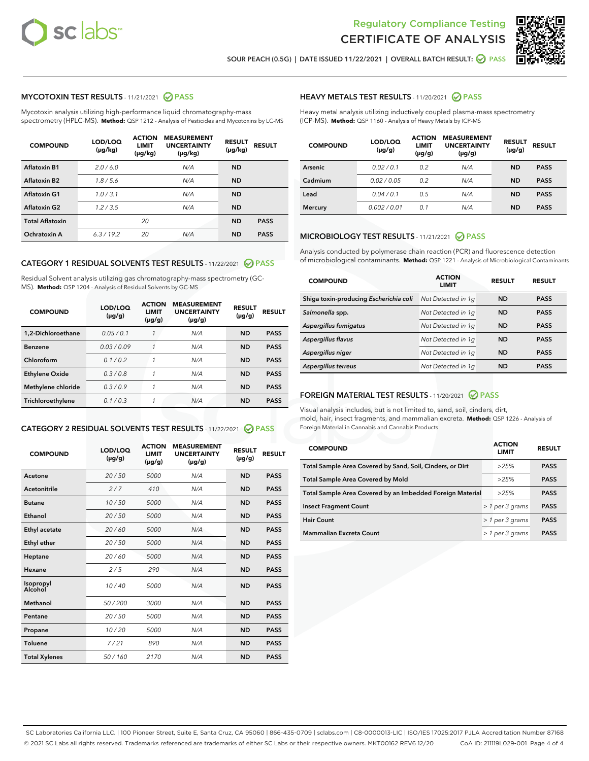Regulatory Compliance Testing

# CERTIFICATE OF ANALYSIS

SOUR PEACH (0.5G) | DATE ISSUED 11/22/2021 | OVERALL BATCH RESULT: PASS

## MYCOTOXIN TEST RESULTS - 11/21/2021 PASS

Mycotoxin analysis utilizing high-performance liquid chromatography-mass spectrometry (HPLC-MS). **Method:** QSP 1212 - Analysis of Pesticides and Mycotoxins by LC-MS

| COMPOUND | LOD/LOQ (μg/kg) | ACTION LIMIT (μg/kg) | MEASUREMENT UNCERTAINTY (μg/kg) | RESULT (μg/kg) | RESULT |
|---|---|---|---|---|---|
| Aflatoxin B1 | 2.0 / 6.0 | | N/A | ND | |
| Aflatoxin B2 | 1.8 / 5.6 | | N/A | ND | |
| Aflatoxin G1 | 1.0 / 3.1 | | N/A | ND | |
| Aflatoxin G2 | 1.2 / 3.5 | | N/A | ND | |
| Total Aflatoxin | | 20 | | ND | PASS |
| Ochratoxin A | 6.3 / 19.2 | 20 | N/A | ND | PASS |

## CATEGORY 1 RESIDUAL SOLVENTS TEST RESULTS - 11/22/2021 PASS

Residual Solvent analysis utilizing gas chromatography-mass spectrometry (GC-MS). **Method:** QSP 1204 - Analysis of Residual Solvents by GC-MS

| COMPOUND | LOD/LOQ (μg/g) | ACTION LIMIT (μg/g) | MEASUREMENT UNCERTAINTY (μg/g) | RESULT (μg/g) | RESULT |
|---|---|---|---|---|---|
| 1,2-Dichloroethane | 0.05 / 0.1 | 1 | N/A | ND | PASS |
| Benzene | 0.03 / 0.09 | 1 | N/A | ND | PASS |
| Chloroform | 0.1 / 0.2 | 1 | N/A | ND | PASS |
| Ethylene Oxide | 0.3 / 0.8 | 1 | N/A | ND | PASS |
| Methylene chloride | 0.3 / 0.9 | 1 | N/A | ND | PASS |
| Trichloroethylene | 0.1 / 0.3 | 1 | N/A | ND | PASS |

## CATEGORY 2 RESIDUAL SOLVENTS TEST RESULTS - 11/22/2021 PASS

| COMPOUND | LOD/LOQ (μg/g) | ACTION LIMIT (μg/g) | MEASUREMENT UNCERTAINTY (μg/g) | RESULT (μg/g) | RESULT |
|---|---|---|---|---|---|
| Acetone | 20 / 50 | 5000 | N/A | ND | PASS |
| Acetonitrile | 2 / 7 | 410 | N/A | ND | PASS |
| Butane | 10 / 50 | 5000 | N/A | ND | PASS |
| Ethanol | 20 / 50 | 5000 | N/A | ND | PASS |
| Ethyl acetate | 20 / 60 | 5000 | N/A | ND | PASS |
| Ethyl ether | 20 / 50 | 5000 | N/A | ND | PASS |
| Heptane | 20 / 60 | 5000 | N/A | ND | PASS |
| Hexane | 2 / 5 | 290 | N/A | ND | PASS |
| Isopropyl Alcohol | 10 / 40 | 5000 | N/A | ND | PASS |
| Methanol | 50 / 200 | 3000 | N/A | ND | PASS |
| Pentane | 20 / 50 | 5000 | N/A | ND | PASS |
| Propane | 10 / 20 | 5000 | N/A | ND | PASS |
| Toluene | 7 / 21 | 890 | N/A | ND | PASS |
| Total Xylenes | 50 / 160 | 2170 | N/A | ND | PASS |

## HEAVY METALS TEST RESULTS - 11/20/2021 PASS

Heavy metal analysis utilizing inductively coupled plasma-mass spectrometry (ICP-MS). **Method:** QSP 1160 - Analysis of Heavy Metals by ICP-MS

| COMPOUND | LOD/LOQ (μg/g) | ACTION LIMIT (μg/g) | MEASUREMENT UNCERTAINTY (μg/g) | RESULT (μg/g) | RESULT |
|---|---|---|---|---|---|
| Arsenic | 0.02 / 0.1 | 0.2 | N/A | ND | PASS |
| Cadmium | 0.02 / 0.05 | 0.2 | N/A | ND | PASS |
| Lead | 0.04 / 0.1 | 0.5 | N/A | ND | PASS |
| Mercury | 0.002 / 0.01 | 0.1 | N/A | ND | PASS |

## MICROBIOLOGY TEST RESULTS - 11/21/2021 PASS

Analysis conducted by polymerase chain reaction (PCR) and fluorescence detection of microbiological contaminants. **Method:** QSP 1221 - Analysis of Microbiological Contaminants

| COMPOUND | ACTION LIMIT | RESULT | RESULT |
|---|---|---|---|
| Shiga toxin-producing *Escherichia coli* | Not Detected in 1g | ND | PASS |
| *Salmonella* spp. | Not Detected in 1g | ND | PASS |
| *Aspergillus fumigatus* | Not Detected in 1g | ND | PASS |
| *Aspergillus flavus* | Not Detected in 1g | ND | PASS |
| *Aspergillus niger* | Not Detected in 1g | ND | PASS |
| *Aspergillus terreus* | Not Detected in 1g | ND | PASS |

## FOREIGN MATERIAL TEST RESULTS - 11/20/2021 PASS

Visual analysis includes, but is not limited to, sand, soil, cinders, dirt, mold, hair, insect fragments, and mammalian excreta. **Method:** QSP 1226 - Analysis of Foreign Material in Cannabis and Cannabis Products

| COMPOUND | ACTION LIMIT | RESULT |
|---|---|---|
| Total Sample Area Covered by Sand, Soil, Cinders, or Dirt | >25% | PASS |
| Total Sample Area Covered by Mold | >25% | PASS |
| Total Sample Area Covered by an Imbedded Foreign Material | >25% | PASS |
| Insect Fragment Count | > 1 per 3 grams | PASS |
| Hair Count | > 1 per 3 grams | PASS |
| Mammalian Excreta Count | > 1 per 3 grams | PASS |

SC Laboratories California LLC. | 100 Pioneer Street, Suite E, Santa Cruz, CA 95060 | 866-435-0709 | sclabs.com | C8-0000013-LIC | ISO/IES 17025:2017 PJLA Accreditation Number 87168
© 2021 SC Labs all rights reserved. Trademarks referenced are trademarks of either SC Labs or their respective owners. MKT00162 REV6 12/20 CoA ID: 211119L029-001